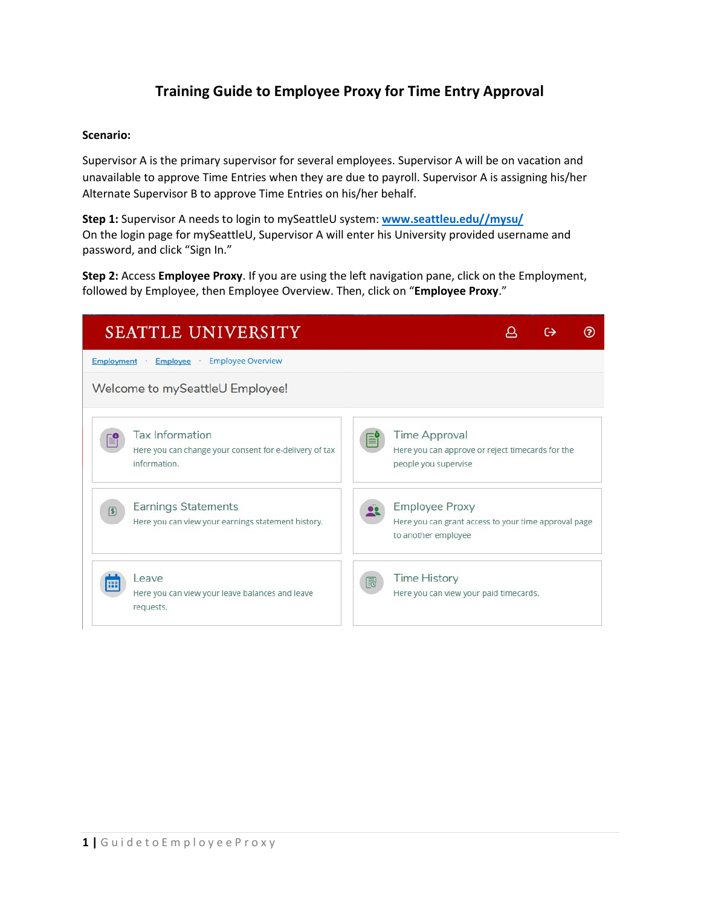# Training Guide to Employee Proxy for Time Entry Approval

**Scenario:**

Supervisor A is the primary supervisor for several employees. Supervisor A will be on vacation and unavailable to approve Time Entries when they are due to payroll. Supervisor A is assigning his/her Alternate Supervisor B to approve Time Entries on his/her behalf.

**Step 1:** Supervisor A needs to login to mySeattleU system: [www.seattleu.edu//mysu/](www.seattleu.edu//mysu/)
On the login page for mySeattleU, Supervisor A will enter his University provided username and password, and click "Sign In."

**Step 2:** Access **Employee Proxy**. If you are using the left navigation pane, click on the Employment, followed by Employee, then Employee Overview. Then, click on "**Employee Proxy**."

SEATTLE UNIVERSITY

Employment • Employee • Employee Overview

Welcome to mySeattleU Employee!

| | |
|---|---|
| **Tax Information** Here you can change your consent for e-delivery of tax information. | **Time Approval** Here you can approve or reject timecards for the people you supervise |
| **Earnings Statements** Here you can view your earnings statement history. | **Employee Proxy** Here you can grant access to your time approval page to another employee |
| **Leave** Here you can view your leave balances and leave requests. | **Time History** Here you can view your paid timecards. |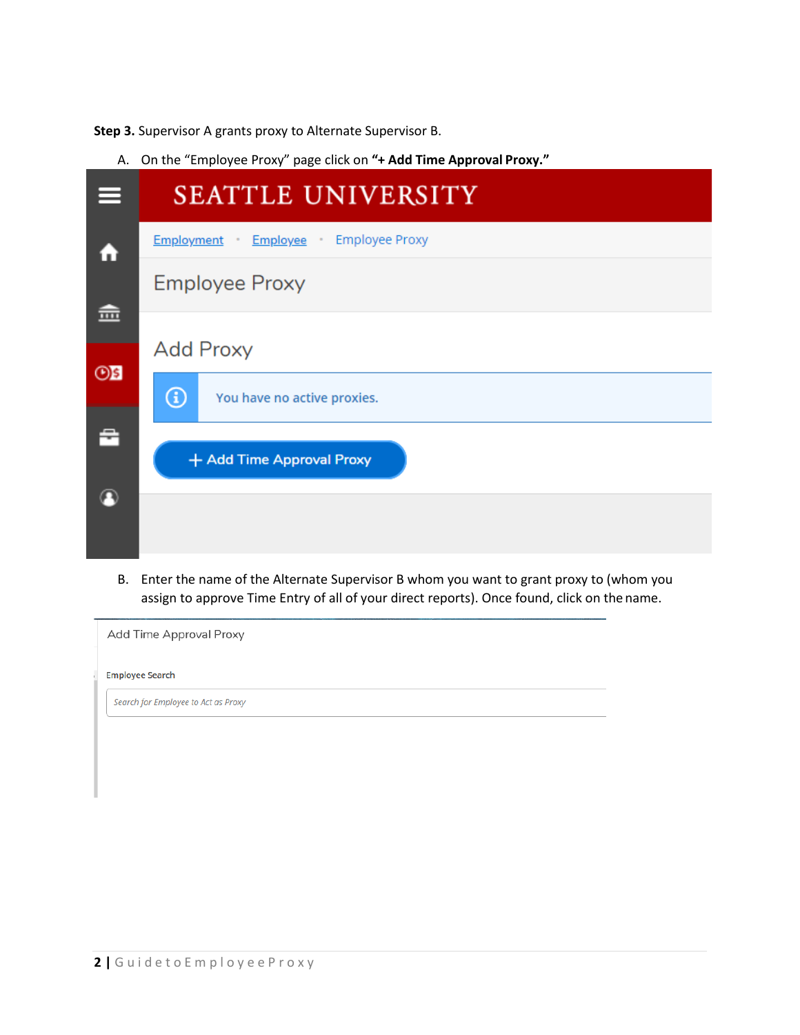**Step 3.** Supervisor A grants proxy to Alternate Supervisor B.

A. On the "Employee Proxy" page click on **"+ Add Time Approval Proxy."**

SEATTLE UNIVERSITY

Employment • Employee • Employee Proxy

Employee Proxy

Add Proxy

You have no active proxies.

+ Add Time Approval Proxy

B. Enter the name of the Alternate Supervisor B whom you want to grant proxy to (whom you assign to approve Time Entry of all of your direct reports). Once found, click on the name.

Add Time Approval Proxy

Employee Search

*Search for Employee to Act as Proxy*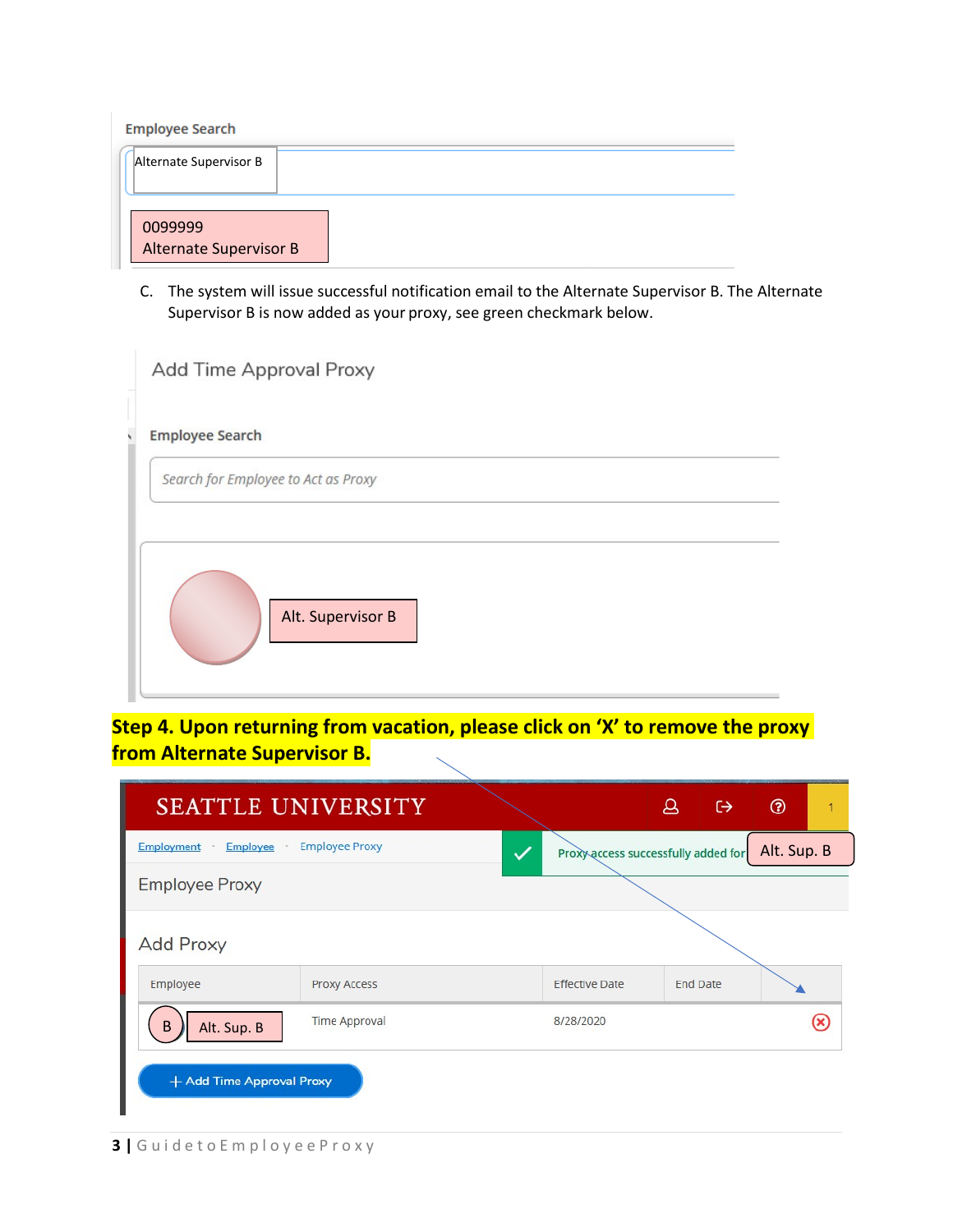Employee Search

Alternate Supervisor B

0099999
Alternate Supervisor B

C. The system will issue successful notification email to the Alternate Supervisor B. The Alternate Supervisor B is now added as your proxy, see green checkmark below.

Add Time Approval Proxy

Employee Search

*Search for Employee to Act as Proxy*

Alt. Supervisor B

**Step 4. Upon returning from vacation, please click on 'X' to remove the proxy from Alternate Supervisor B.**

SEATTLE UNIVERSITY

Employment · Employee · Employee Proxy

Proxy access successfully added for Alt. Sup. B

Employee Proxy

Add Proxy

| Employee | Proxy Access | Effective Date | End Date | |
|---|---|---|---|---|
| B Alt. Sup. B | Time Approval | 8/28/2020 | | ⊗ |

+ Add Time Approval Proxy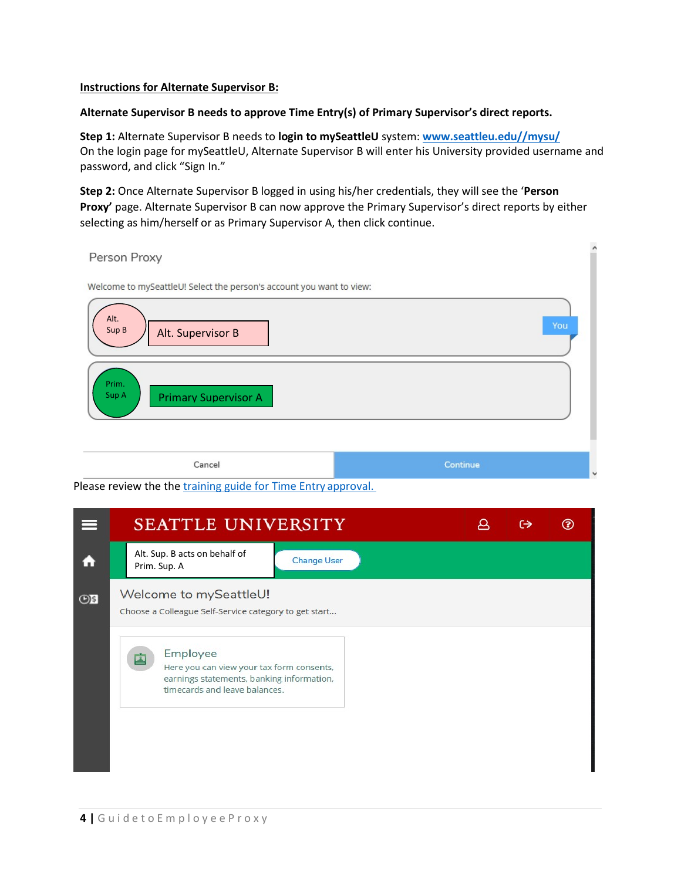**<u>Instructions for Alternate Supervisor B:</u>**

**Alternate Supervisor B needs to approve Time Entry(s) of Primary Supervisor's direct reports.**

**Step 1:** Alternate Supervisor B needs to **login to mySeattleU** system: [www.seattleu.edu//mysu/](www.seattleu.edu//mysu/)
On the login page for mySeattleU, Alternate Supervisor B will enter his University provided username and password, and click "Sign In."

**Step 2:** Once Alternate Supervisor B logged in using his/her credentials, they will see the '**Person Proxy'** page. Alternate Supervisor B can now approve the Primary Supervisor's direct reports by either selecting as him/herself or as Primary Supervisor A, then click continue.

Person Proxy

Welcome to mySeattleU! Select the person's account you want to view:

Alt. Sup B — Alt. Supervisor B — You

Prim. Sup A — Primary Supervisor A

Cancel | Continue

Please review the the training guide for Time Entry approval.

SEATTLE UNIVERSITY

Alt. Sup. B acts on behalf of Prim. Sup. A — Change User

Welcome to mySeattleU!

Choose a Colleague Self-Service category to get start...

Employee
Here you can view your tax form consents, earnings statements, banking information, timecards and leave balances.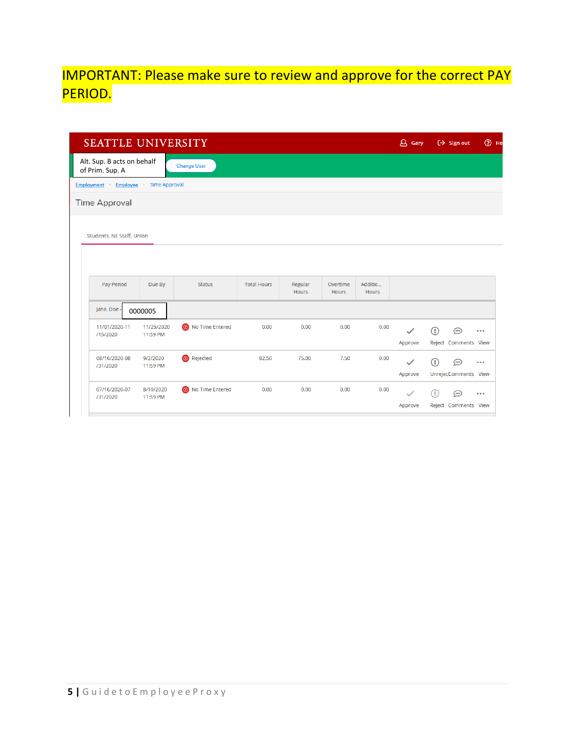IMPORTANT: Please make sure to review and approve for the correct PAY PERIOD.

SEATTLE UNIVERSITY

Gary | Sign out | He

Alt. Sup. B acts on behalf of Prim. Sup. A

Change User

Employment · Employee · Time Approval

Time Approval

Students, NE Staff, Union

| Pay Period | Due By | Status | Total Hours | Regular Hours | Overtime Hours | Additio... Hours | |
|---|---|---|---|---|---|---|---|
| Jane, Doe - 0000005 | | | | | | | |
| 11/01/2020-11/15/2020 | 11/25/2020 11:59 PM | No Time Entered | 0.00 | 0.00 | 0.00 | 0.00 | Approve Reject Comments View |
| 08/16/2020-08/31/2020 | 9/2/2020 11:59 PM | Rejected | 82.50 | 75.00 | 7.50 | 0.00 | Approve Unreject Comments View |
| 07/16/2020-07/31/2020 | 8/10/2020 11:59 PM | No Time Entered | 0.00 | 0.00 | 0.00 | 0.00 | Approve Reject Comments View |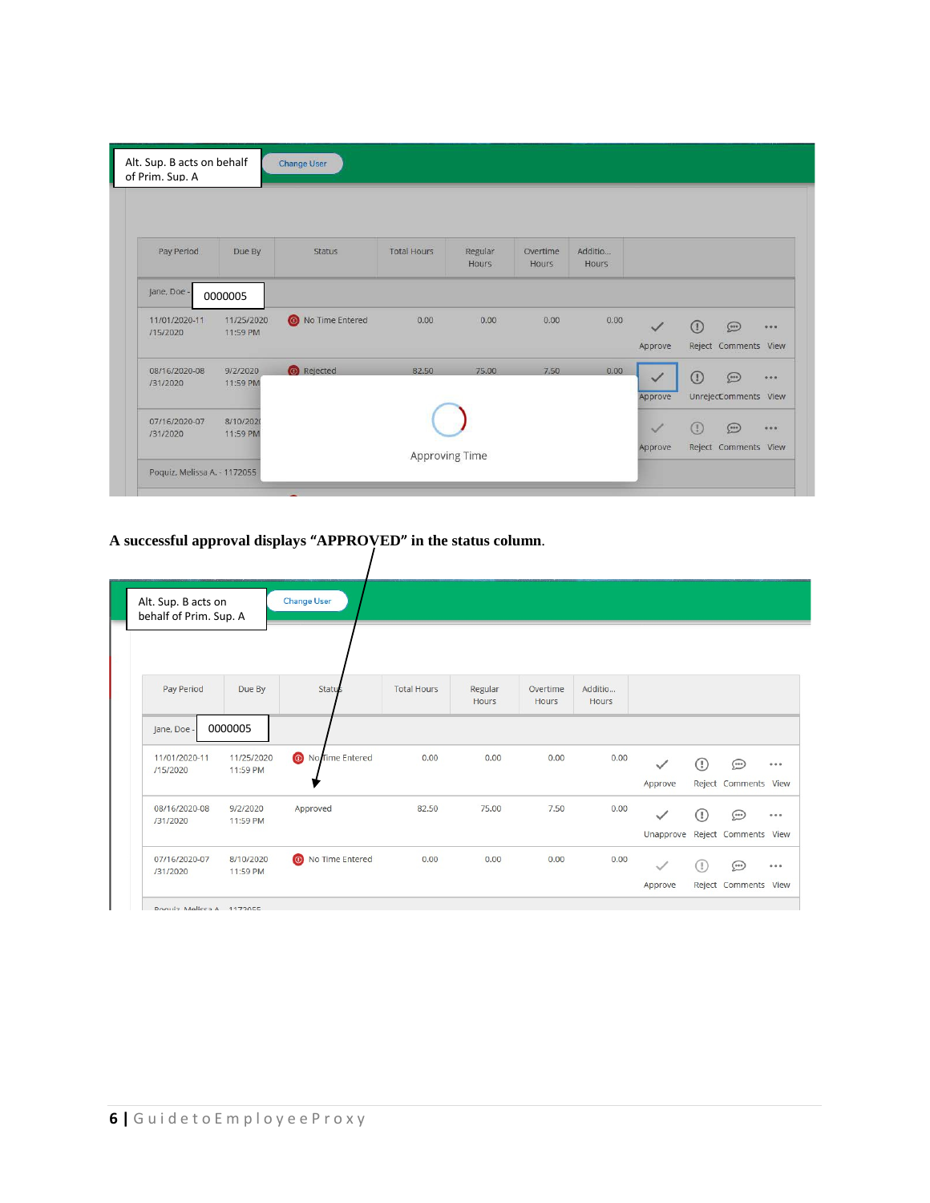A successful approval displays "APPROVED" in the status column.